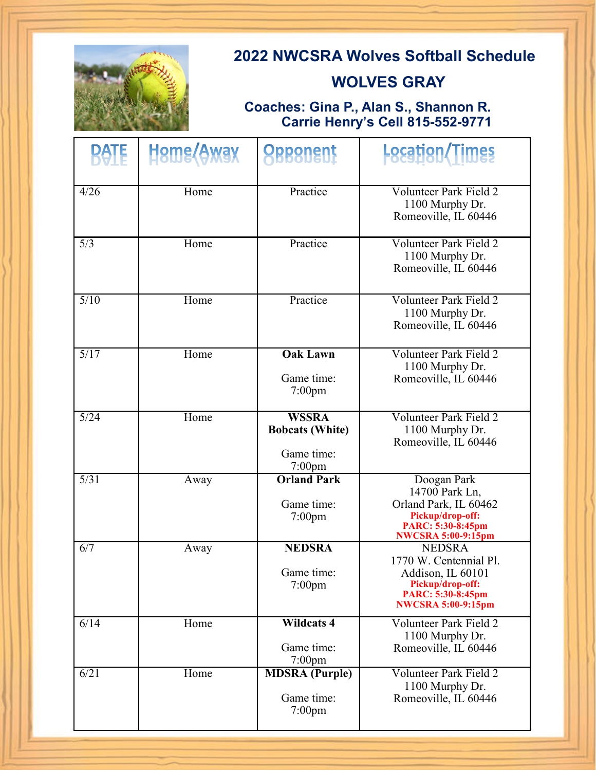# 2022 NWCSRA Wolves Softball Schedule

## WOLVES GRAY

**Coaches: Gina P., Alan S., Shannon R.**
**Carrie Henry's Cell 815-552-9771**

| DATE | Home/Away | Opponent | Location/Times |
|---|---|---|---|
| 4/26 | Home | Practice | Volunteer Park Field 2<br>1100 Murphy Dr.<br>Romeoville, IL 60446 |
| 5/3 | Home | Practice | Volunteer Park Field 2<br>1100 Murphy Dr.<br>Romeoville, IL 60446 |
| 5/10 | Home | Practice | Volunteer Park Field 2<br>1100 Murphy Dr.<br>Romeoville, IL 60446 |
| 5/17 | Home | **Oak Lawn**<br><br>Game time:<br>7:00pm | Volunteer Park Field 2<br>1100 Murphy Dr.<br>Romeoville, IL 60446 |
| 5/24 | Home | **WSSRA Bobcats (White)**<br><br>Game time:<br>7:00pm | Volunteer Park Field 2<br>1100 Murphy Dr.<br>Romeoville, IL 60446 |
| 5/31 | Away | **Orland Park**<br><br>Game time:<br>7:00pm | Doogan Park<br>14700 Park Ln,<br>Orland Park, IL 60462<br>**Pickup/drop-off:**<br>**PARC: 5:30-8:45pm**<br>**NWCSRA 5:00-9:15pm** |
| 6/7 | Away | **NEDSRA**<br><br>Game time:<br>7:00pm | NEDSRA<br>1770 W. Centennial Pl.<br>Addison, IL 60101<br>**Pickup/drop-off:**<br>**PARC: 5:30-8:45pm**<br>**NWCSRA 5:00-9:15pm** |
| 6/14 | Home | **Wildcats 4**<br><br>Game time:<br>7:00pm | Volunteer Park Field 2<br>1100 Murphy Dr.<br>Romeoville, IL 60446 |
| 6/21 | Home | **MDSRA (Purple)**<br><br>Game time:<br>7:00pm | Volunteer Park Field 2<br>1100 Murphy Dr.<br>Romeoville, IL 60446 |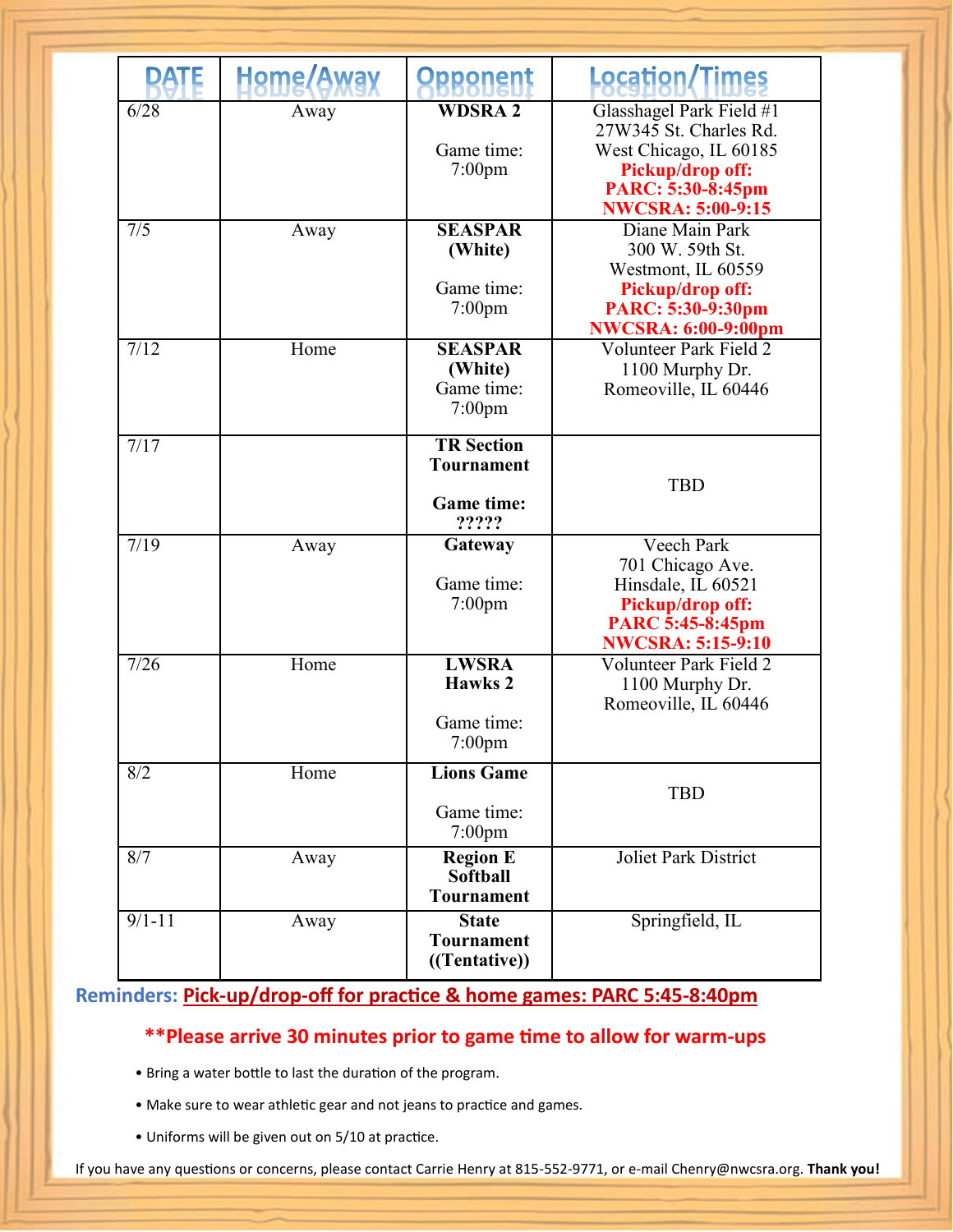| DATE | Home/Away | Opponent | Location/Times |
|---|---|---|---|
| 6/28 | Away | **WDSRA 2**<br><br>Game time: 7:00pm | Glasshagel Park Field #1<br>27W345 St. Charles Rd.<br>West Chicago, IL 60185<br>**Pickup/drop off:**<br>**PARC: 5:30-8:45pm**<br>**NWCSRA: 5:00-9:15** |
| 7/5 | Away | **SEASPAR (White)**<br><br>Game time: 7:00pm | Diane Main Park<br>300 W. 59th St.<br>Westmont, IL 60559<br>**Pickup/drop off:**<br>**PARC: 5:30-9:30pm**<br>**NWCSRA: 6:00-9:00pm** |
| 7/12 | Home | **SEASPAR (White)**<br>Game time: 7:00pm | Volunteer Park Field 2<br>1100 Murphy Dr.<br>Romeoville, IL 60446 |
| 7/17 | | **TR Section Tournament**<br><br>**Game time: ?????** | TBD |
| 7/19 | Away | **Gateway**<br><br>Game time: 7:00pm | Veech Park<br>701 Chicago Ave.<br>Hinsdale, IL 60521<br>**Pickup/drop off:**<br>**PARC 5:45-8:45pm**<br>**NWCSRA: 5:15-9:10** |
| 7/26 | Home | **LWSRA Hawks 2**<br><br>Game time: 7:00pm | Volunteer Park Field 2<br>1100 Murphy Dr.<br>Romeoville, IL 60446 |
| 8/2 | Home | **Lions Game**<br><br>Game time: 7:00pm | TBD |
| 8/7 | Away | **Region E Softball Tournament** | Joliet Park District |
| 9/1-11 | Away | **State Tournament ((Tentative))** | Springfield, IL |

**Reminders: Pick-up/drop-off for practice & home games: PARC 5:45-8:40pm**

**\*\*Please arrive 30 minutes prior to game time to allow for warm-ups**

- Bring a water bottle to last the duration of the program.
- Make sure to wear athletic gear and not jeans to practice and games.
- Uniforms will be given out on 5/10 at practice.

If you have any questions or concerns, please contact Carrie Henry at 815-552-9771, or e-mail Chenry@nwcsra.org. **Thank you!**